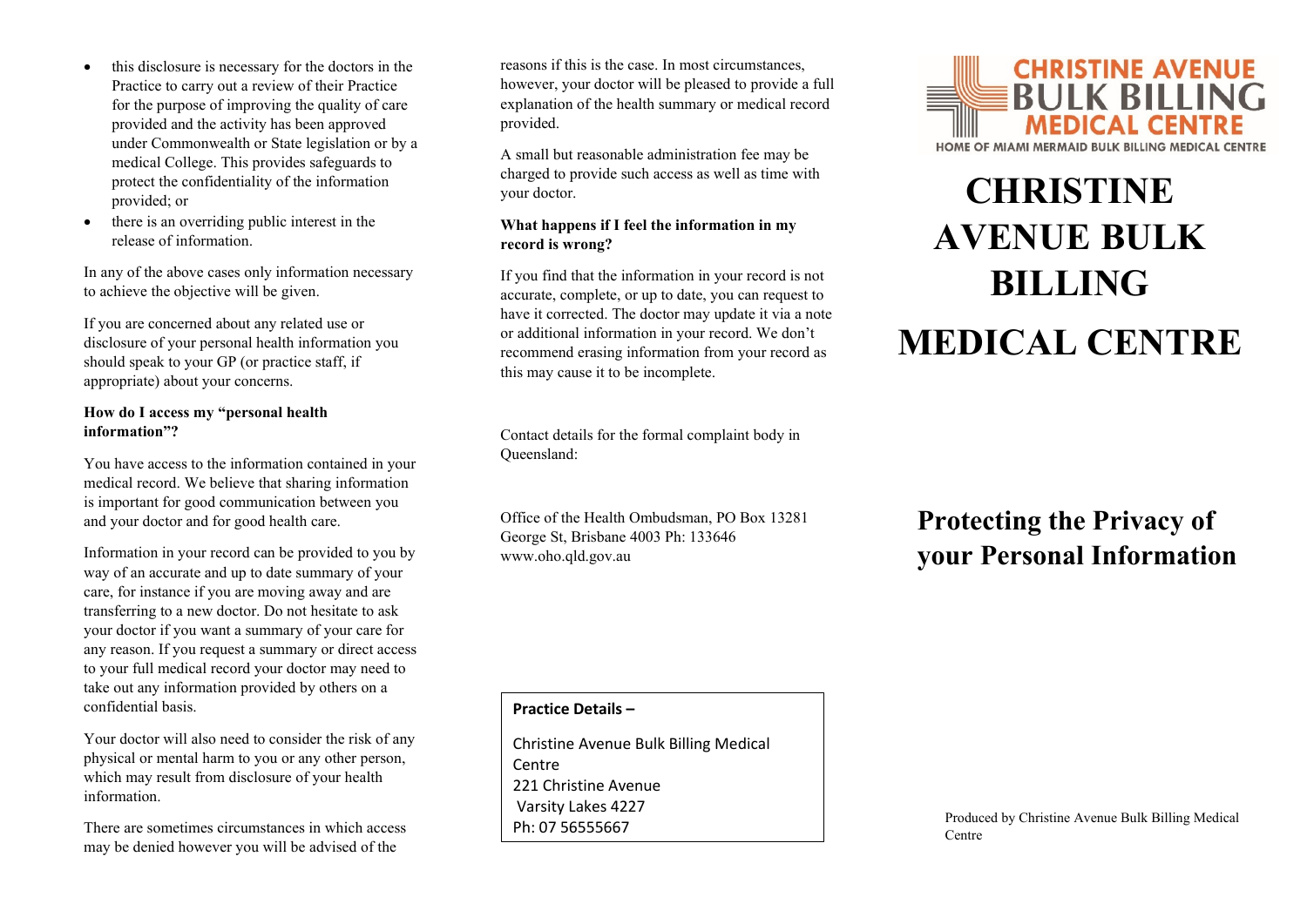- this disclosure is necessary for the doctors in the Practice to carry out a review of their Practice for the purpose of improving the quality of care provided and the activity has been approved under Commonwealth or State legislation or by a medical College. This provides safeguards to protect the confidentiality of the information provided; or
- there is an overriding public interest in the release of information.

In any of the above cases only information necessary to achieve the objective will be given.

If you are concerned about any related use or disclosure of your personal health information you should speak to your GP (or practice staff, if appropriate) about your concerns.

**How do I access my "personal health information"?**

You have access to the information contained in your medical record. We believe that sharing information is important for good communication between you and your doctor and for good health care.

Information in your record can be provided to you by way of an accurate and up to date summary of your care, for instance if you are moving away and are transferring to a new doctor. Do not hesitate to ask your doctor if you want a summary of your care for any reason. If you request a summary or direct access to your full medical record your doctor may need to take out any information provided by others on a confidential basis.

Your doctor will also need to consider the risk of any physical or mental harm to you or any other person, which may result from disclosure of your health information.

There are sometimes circumstances in which access may be denied however you will be advised of the reasons if this is the case. In most circumstances, however, your doctor will be pleased to provide a full explanation of the health summary or medical record provided.

A small but reasonable administration fee may be charged to provide such access as well as time with your doctor.

**What happens if I feel the information in my record is wrong?**

If you find that the information in your record is not accurate, complete, or up to date, you can request to have it corrected. The doctor may update it via a note or additional information in your record. We don't recommend erasing information from your record as this may cause it to be incomplete.

Contact details for the formal complaint body in Queensland:

Office of the Health Ombudsman, PO Box 13281 George St, Brisbane 4003 Ph: 133646 www.oho.qld.gov.au

**Practice Details –**

Christine Avenue Bulk Billing Medical Centre
221 Christine Avenue
Varsity Lakes 4227
Ph: 07 56555667

CHRISTINE AVENUE BULK BILLING MEDICAL CENTRE
HOME OF MIAMI MERMAID BULK BILLING MEDICAL CENTRE

# CHRISTINE AVENUE BULK BILLING MEDICAL CENTRE

## Protecting the Privacy of your Personal Information

Produced by Christine Avenue Bulk Billing Medical Centre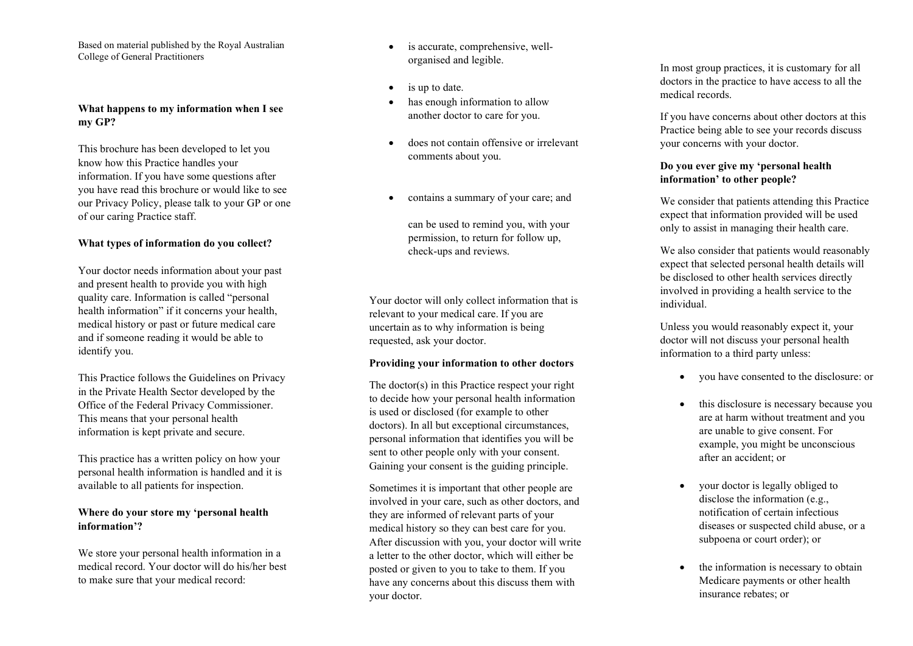Based on material published by the Royal Australian College of General Practitioners

**What happens to my information when I see my GP?**

This brochure has been developed to let you know how this Practice handles your information. If you have some questions after you have read this brochure or would like to see our Privacy Policy, please talk to your GP or one of our caring Practice staff.

**What types of information do you collect?**

Your doctor needs information about your past and present health to provide you with high quality care. Information is called "personal health information" if it concerns your health, medical history or past or future medical care and if someone reading it would be able to identify you.

This Practice follows the Guidelines on Privacy in the Private Health Sector developed by the Office of the Federal Privacy Commissioner. This means that your personal health information is kept private and secure.

This practice has a written policy on how your personal health information is handled and it is available to all patients for inspection.

**Where do your store my 'personal health information'?**

We store your personal health information in a medical record. Your doctor will do his/her best to make sure that your medical record:

- is accurate, comprehensive, well-organised and legible.
- is up to date.
- has enough information to allow another doctor to care for you.
- does not contain offensive or irrelevant comments about you.
- contains a summary of your care; and

  can be used to remind you, with your permission, to return for follow up, check-ups and reviews.

Your doctor will only collect information that is relevant to your medical care. If you are uncertain as to why information is being requested, ask your doctor.

**Providing your information to other doctors**

The doctor(s) in this Practice respect your right to decide how your personal health information is used or disclosed (for example to other doctors). In all but exceptional circumstances, personal information that identifies you will be sent to other people only with your consent. Gaining your consent is the guiding principle.

Sometimes it is important that other people are involved in your care, such as other doctors, and they are informed of relevant parts of your medical history so they can best care for you. After discussion with you, your doctor will write a letter to the other doctor, which will either be posted or given to you to take to them. If you have any concerns about this discuss them with your doctor.

In most group practices, it is customary for all doctors in the practice to have access to all the medical records.

If you have concerns about other doctors at this Practice being able to see your records discuss your concerns with your doctor.

**Do you ever give my 'personal health information' to other people?**

We consider that patients attending this Practice expect that information provided will be used only to assist in managing their health care.

We also consider that patients would reasonably expect that selected personal health details will be disclosed to other health services directly involved in providing a health service to the individual.

Unless you would reasonably expect it, your doctor will not discuss your personal health information to a third party unless:

- you have consented to the disclosure: or
- this disclosure is necessary because you are at harm without treatment and you are unable to give consent. For example, you might be unconscious after an accident; or
- your doctor is legally obliged to disclose the information (e.g., notification of certain infectious diseases or suspected child abuse, or a subpoena or court order); or
- the information is necessary to obtain Medicare payments or other health insurance rebates; or